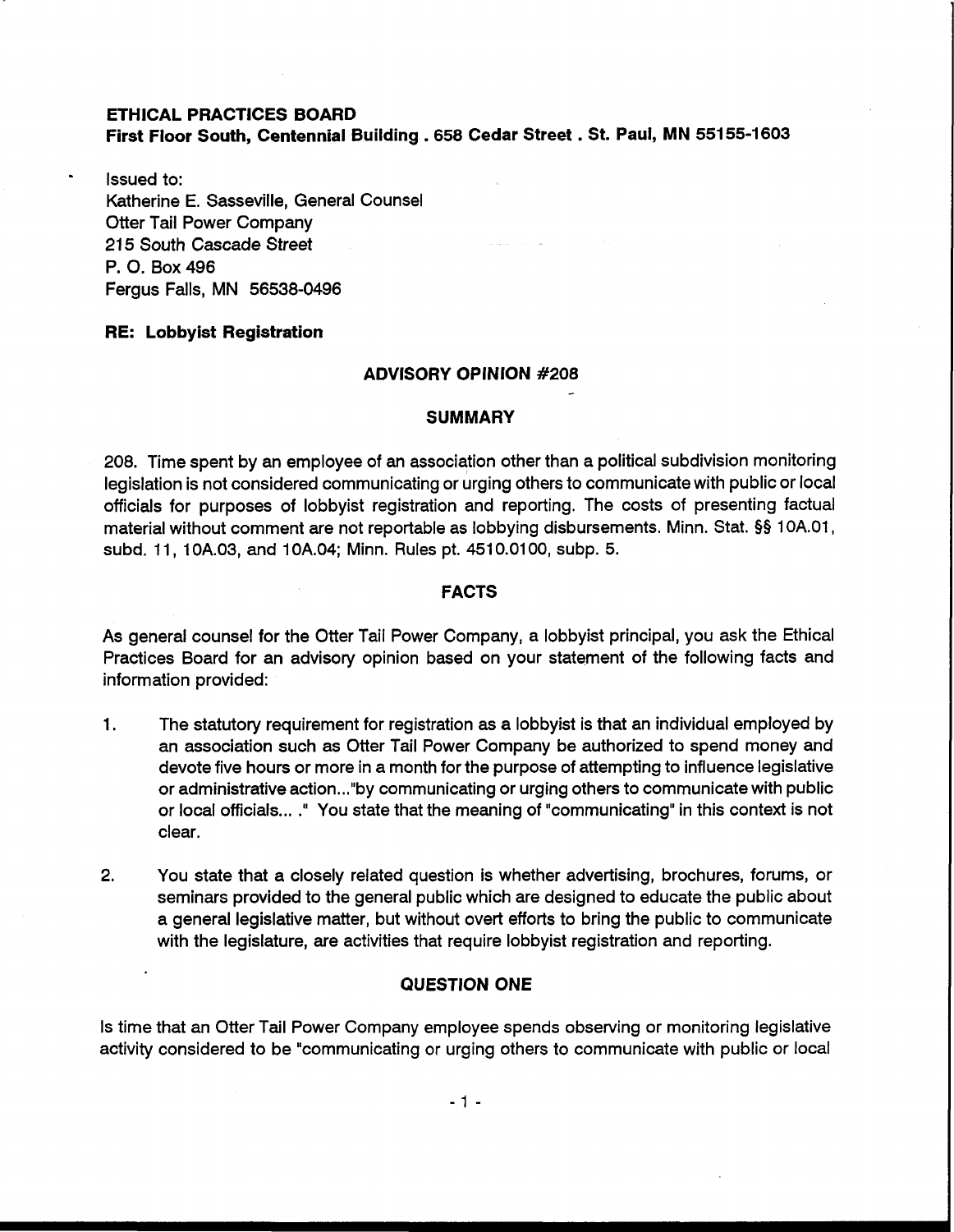**ETHICAL PRACTICES BOARD**
**First Floor South, Centennial Building . 658 Cedar Street . St. Paul, MN 55155-1603**

Issued to:
Katherine E. Sasseville, General Counsel
Otter Tail Power Company
215 South Cascade Street
P. O. Box 496
Fergus Falls, MN 56538-0496

**RE: Lobbyist Registration**

## ADVISORY OPINION #208

### SUMMARY

208. Time spent by an employee of an association other than a political subdivision monitoring legislation is not considered communicating or urging others to communicate with public or local officials for purposes of lobbyist registration and reporting. The costs of presenting factual material without comment are not reportable as lobbying disbursements. Minn. Stat. §§ 10A.01, subd. 11, 10A.03, and 10A.04; Minn. Rules pt. 4510.0100, subp. 5.

### FACTS

As general counsel for the Otter Tail Power Company, a lobbyist principal, you ask the Ethical Practices Board for an advisory opinion based on your statement of the following facts and information provided:

1. The statutory requirement for registration as a lobbyist is that an individual employed by an association such as Otter Tail Power Company be authorized to spend money and devote five hours or more in a month for the purpose of attempting to influence legislative or administrative action..."by communicating or urging others to communicate with public or local officials... ." You state that the meaning of "communicating" in this context is not clear.

2. You state that a closely related question is whether advertising, brochures, forums, or seminars provided to the general public which are designed to educate the public about a general legislative matter, but without overt efforts to bring the public to communicate with the legislature, are activities that require lobbyist registration and reporting.

### QUESTION ONE

Is time that an Otter Tail Power Company employee spends observing or monitoring legislative activity considered to be "communicating or urging others to communicate with public or local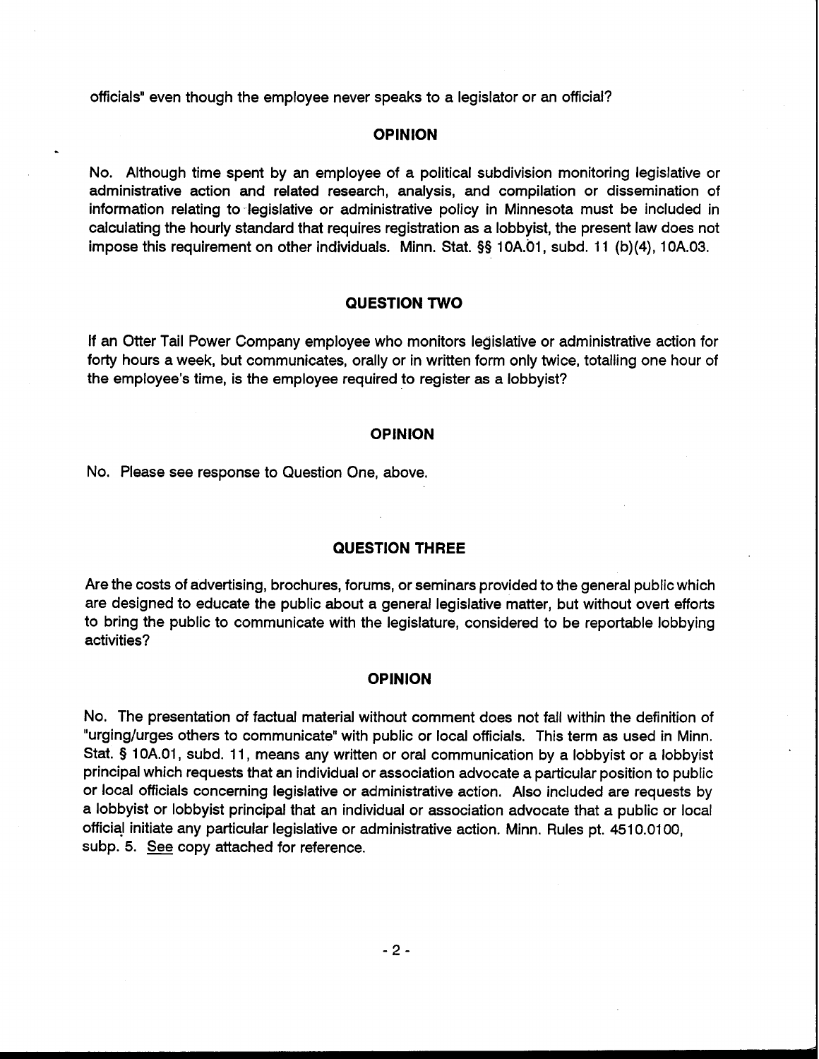officials" even though the employee never speaks to a legislator or an official?

### OPINION

No. Although time spent by an employee of a political subdivision monitoring legislative or administrative action and related research, analysis, and compilation or dissemination of information relating to legislative or administrative policy in Minnesota must be included in calculating the hourly standard that requires registration as a lobbyist, the present law does not impose this requirement on other individuals. Minn. Stat. §§ 10A.01, subd. 11 (b)(4), 10A.03.

### QUESTION TWO

If an Otter Tail Power Company employee who monitors legislative or administrative action for forty hours a week, but communicates, orally or in written form only twice, totalling one hour of the employee's time, is the employee required to register as a lobbyist?

### OPINION

No. Please see response to Question One, above.

### QUESTION THREE

Are the costs of advertising, brochures, forums, or seminars provided to the general public which are designed to educate the public about a general legislative matter, but without overt efforts to bring the public to communicate with the legislature, considered to be reportable lobbying activities?

### OPINION

No. The presentation of factual material without comment does not fall within the definition of "urging/urges others to communicate" with public or local officials. This term as used in Minn. Stat. § 10A.01, subd. 11, means any written or oral communication by a lobbyist or a lobbyist principal which requests that an individual or association advocate a particular position to public or local officials concerning legislative or administrative action. Also included are requests by a lobbyist or lobbyist principal that an individual or association advocate that a public or local official initiate any particular legislative or administrative action. Minn. Rules pt. 4510.0100, subp. 5. See copy attached for reference.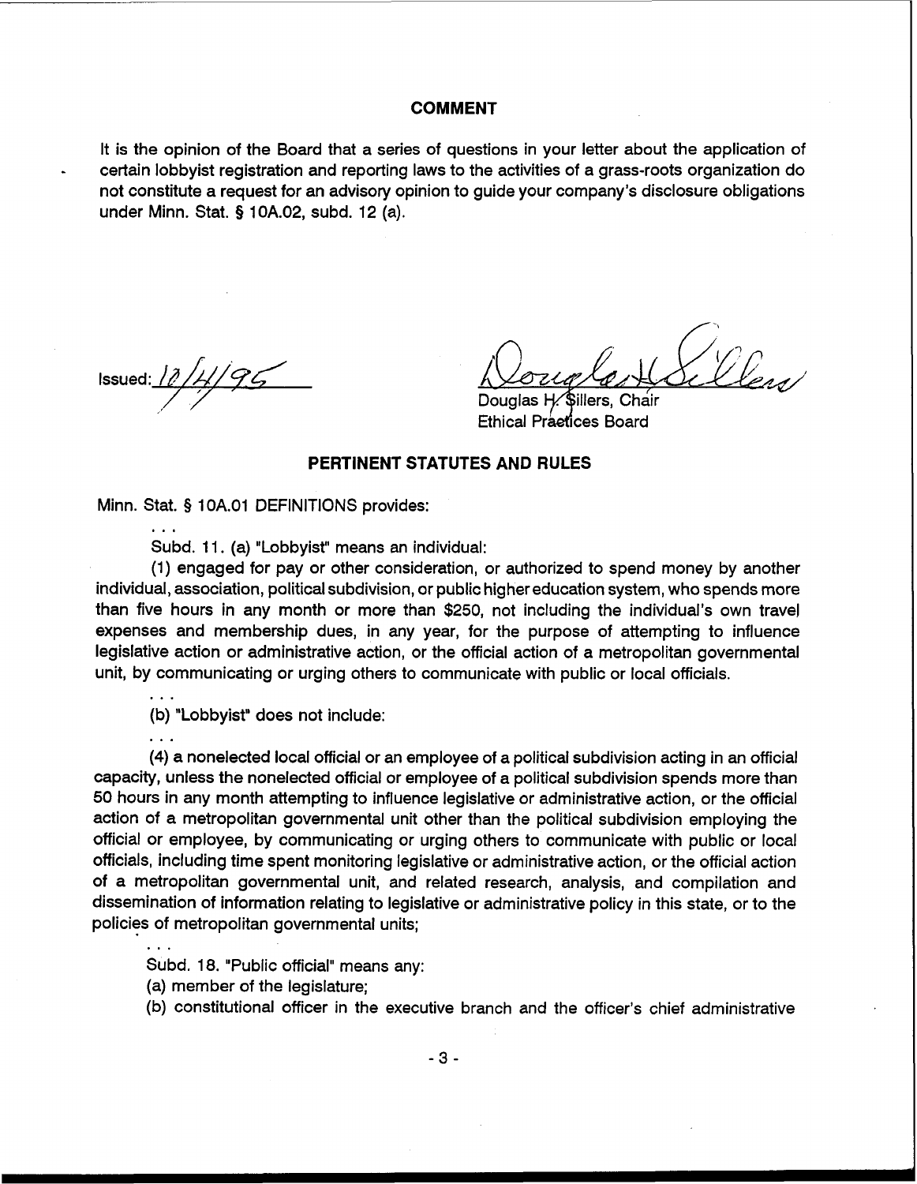## COMMENT

It is the opinion of the Board that a series of questions in your letter about the application of certain lobbyist registration and reporting laws to the activities of a grass-roots organization do not constitute a request for an advisory opinion to guide your company's disclosure obligations under Minn. Stat. § 10A.02, subd. 12 (a).

Issued: 12/14/95

Douglas H. Sillers, Chair
Ethical Practices Board

## PERTINENT STATUTES AND RULES

Minn. Stat. § 10A.01 DEFINITIONS provides:

. . .

Subd. 11. (a) "Lobbyist" means an individual:

(1) engaged for pay or other consideration, or authorized to spend money by another individual, association, political subdivision, or public higher education system, who spends more than five hours in any month or more than $250, not including the individual's own travel expenses and membership dues, in any year, for the purpose of attempting to influence legislative action or administrative action, or the official action of a metropolitan governmental unit, by communicating or urging others to communicate with public or local officials.

. . .

(b) "Lobbyist" does not include:

. . .

(4) a nonelected local official or an employee of a political subdivision acting in an official capacity, unless the nonelected official or employee of a political subdivision spends more than 50 hours in any month attempting to influence legislative or administrative action, or the official action of a metropolitan governmental unit other than the political subdivision employing the official or employee, by communicating or urging others to communicate with public or local officials, including time spent monitoring legislative or administrative action, or the official action of a metropolitan governmental unit, and related research, analysis, and compilation and dissemination of information relating to legislative or administrative policy in this state, or to the policies of metropolitan governmental units;

. . .

Subd. 18. "Public official" means any:

(a) member of the legislature;

(b) constitutional officer in the executive branch and the officer's chief administrative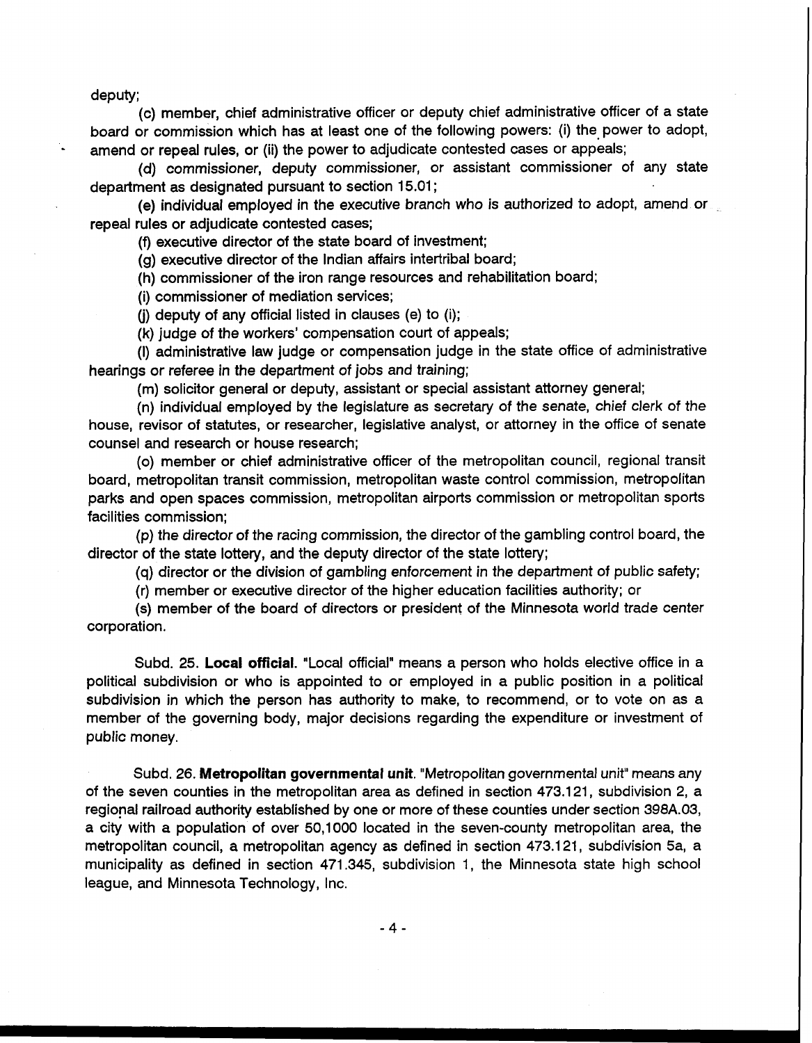deputy;

(c) member, chief administrative officer or deputy chief administrative officer of a state board or commission which has at least one of the following powers: (i) the power to adopt, amend or repeal rules, or (ii) the power to adjudicate contested cases or appeals;

(d) commissioner, deputy commissioner, or assistant commissioner of any state department as designated pursuant to section 15.01;

(e) individual employed in the executive branch who is authorized to adopt, amend or repeal rules or adjudicate contested cases;

(f) executive director of the state board of investment;

(g) executive director of the Indian affairs intertribal board;

(h) commissioner of the iron range resources and rehabilitation board;

(i) commissioner of mediation services;

(j) deputy of any official listed in clauses (e) to (i);

(k) judge of the workers' compensation court of appeals;

(l) administrative law judge or compensation judge in the state office of administrative hearings or referee in the department of jobs and training;

(m) solicitor general or deputy, assistant or special assistant attorney general;

(n) individual employed by the legislature as secretary of the senate, chief clerk of the house, revisor of statutes, or researcher, legislative analyst, or attorney in the office of senate counsel and research or house research;

(o) member or chief administrative officer of the metropolitan council, regional transit board, metropolitan transit commission, metropolitan waste control commission, metropolitan parks and open spaces commission, metropolitan airports commission or metropolitan sports facilities commission;

(p) the director of the racing commission, the director of the gambling control board, the director of the state lottery, and the deputy director of the state lottery;

(q) director or the division of gambling enforcement in the department of public safety;

(r) member or executive director of the higher education facilities authority; or

(s) member of the board of directors or president of the Minnesota world trade center corporation.

Subd. 25. **Local official.** "Local official" means a person who holds elective office in a political subdivision or who is appointed to or employed in a public position in a political subdivision in which the person has authority to make, to recommend, or to vote on as a member of the governing body, major decisions regarding the expenditure or investment of public money.

Subd. 26. **Metropolitan governmental unit**. "Metropolitan governmental unit" means any of the seven counties in the metropolitan area as defined in section 473.121, subdivision 2, a regional railroad authority established by one or more of these counties under section 398A.03, a city with a population of over 50,1000 located in the seven-county metropolitan area, the metropolitan council, a metropolitan agency as defined in section 473.121, subdivision 5a, a municipality as defined in section 471.345, subdivision 1, the Minnesota state high school league, and Minnesota Technology, Inc.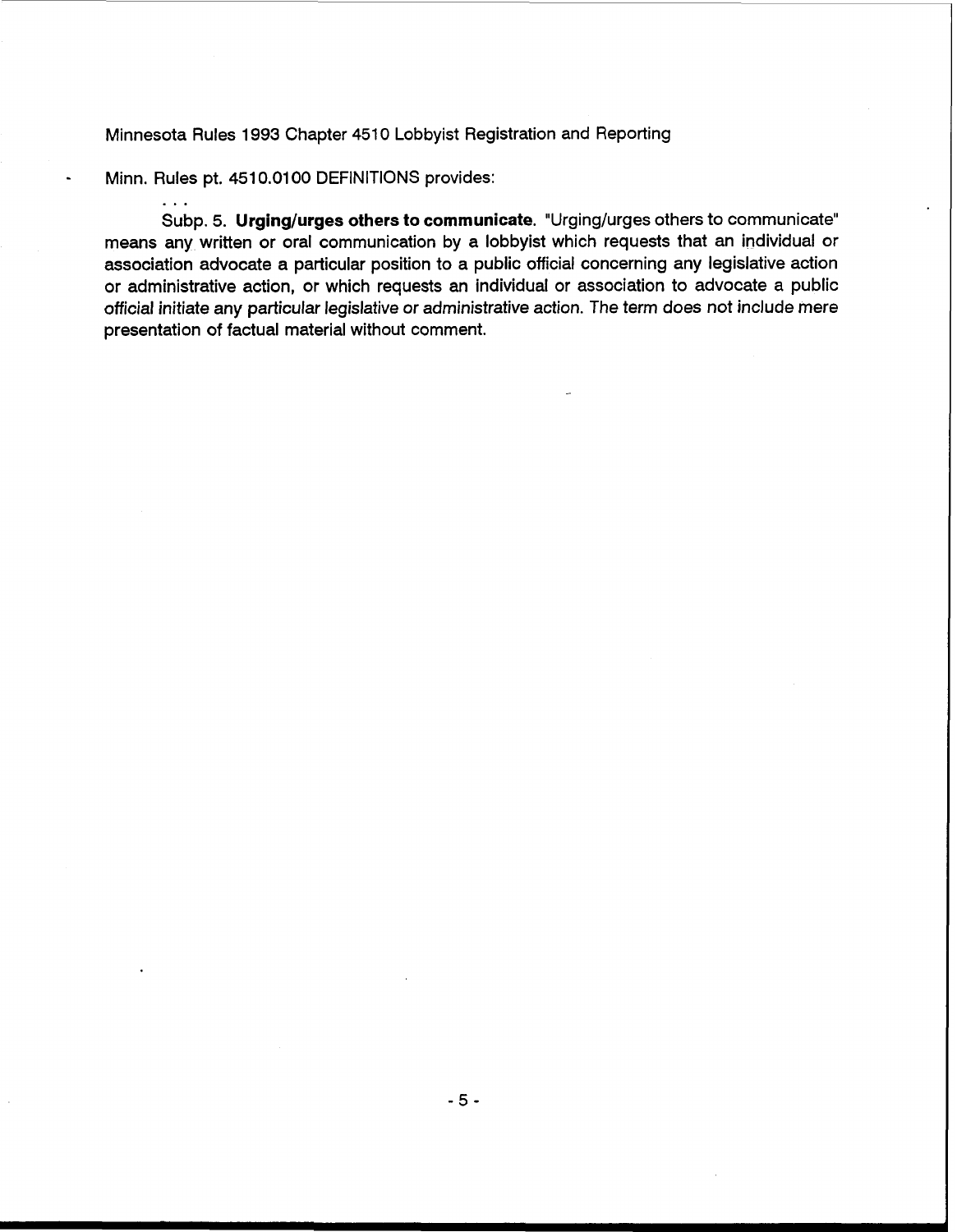Minnesota Rules 1993 Chapter 4510 Lobbyist Registration and Reporting

- Minn. Rules pt. 4510.0100 DEFINITIONS provides:

. . .

Subp. 5. **Urging/urges others to communicate**. "Urging/urges others to communicate" means any written or oral communication by a lobbyist which requests that an individual or association advocate a particular position to a public official concerning any legislative action or administrative action, or which requests an individual or association to advocate a public official initiate any particular legislative or administrative action. The term does not include mere presentation of factual material without comment.